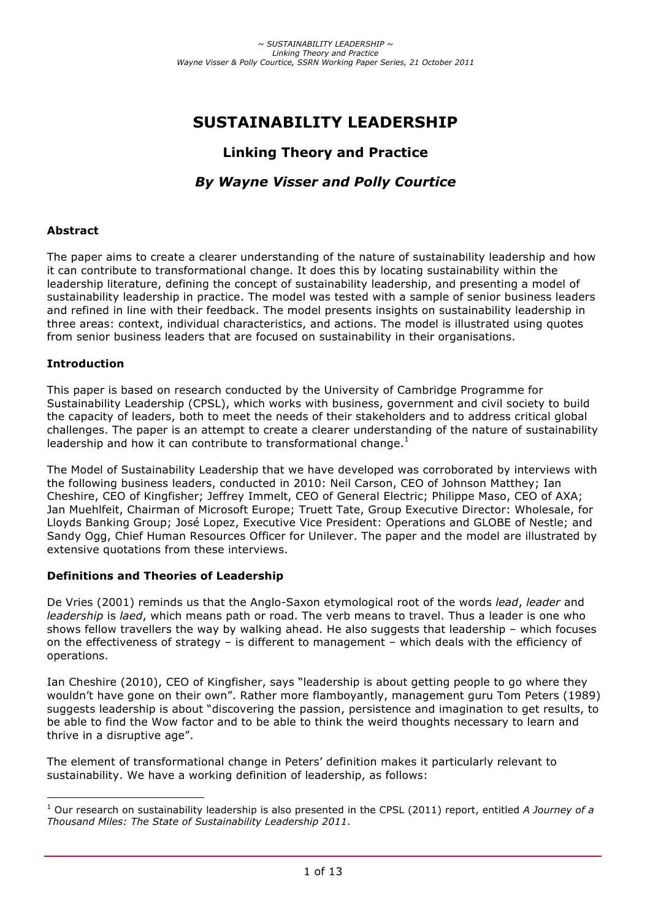# SUSTAINABILITY LEADERSHIP

## Linking Theory and Practice

### *By Wayne Visser and Polly Courtice*

**Abstract**

The paper aims to create a clearer understanding of the nature of sustainability leadership and how it can contribute to transformational change. It does this by locating sustainability within the leadership literature, defining the concept of sustainability leadership, and presenting a model of sustainability leadership in practice. The model was tested with a sample of senior business leaders and refined in line with their feedback. The model presents insights on sustainability leadership in three areas: context, individual characteristics, and actions. The model is illustrated using quotes from senior business leaders that are focused on sustainability in their organisations.

**Introduction**

This paper is based on research conducted by the University of Cambridge Programme for Sustainability Leadership (CPSL), which works with business, government and civil society to build the capacity of leaders, both to meet the needs of their stakeholders and to address critical global challenges. The paper is an attempt to create a clearer understanding of the nature of sustainability leadership and how it can contribute to transformational change.[1]

The Model of Sustainability Leadership that we have developed was corroborated by interviews with the following business leaders, conducted in 2010: Neil Carson, CEO of Johnson Matthey; Ian Cheshire, CEO of Kingfisher; Jeffrey Immelt, CEO of General Electric; Philippe Maso, CEO of AXA; Jan Muehlfeit, Chairman of Microsoft Europe; Truett Tate, Group Executive Director: Wholesale, for Lloyds Banking Group; José Lopez, Executive Vice President: Operations and GLOBE of Nestle; and Sandy Ogg, Chief Human Resources Officer for Unilever. The paper and the model are illustrated by extensive quotations from these interviews.

**Definitions and Theories of Leadership**

De Vries (2001) reminds us that the Anglo-Saxon etymological root of the words *lead*, *leader* and *leadership* is *laed*, which means path or road. The verb means to travel. Thus a leader is one who shows fellow travellers the way by walking ahead. He also suggests that leadership – which focuses on the effectiveness of strategy – is different to management – which deals with the efficiency of operations.

Ian Cheshire (2010), CEO of Kingfisher, says "leadership is about getting people to go where they wouldn't have gone on their own". Rather more flamboyantly, management guru Tom Peters (1989) suggests leadership is about "discovering the passion, persistence and imagination to get results, to be able to find the Wow factor and to be able to think the weird thoughts necessary to learn and thrive in a disruptive age".

The element of transformational change in Peters' definition makes it particularly relevant to sustainability. We have a working definition of leadership, as follows:

[1] Our research on sustainability leadership is also presented in the CPSL (2011) report, entitled *A Journey of a Thousand Miles: The State of Sustainability Leadership 2011*.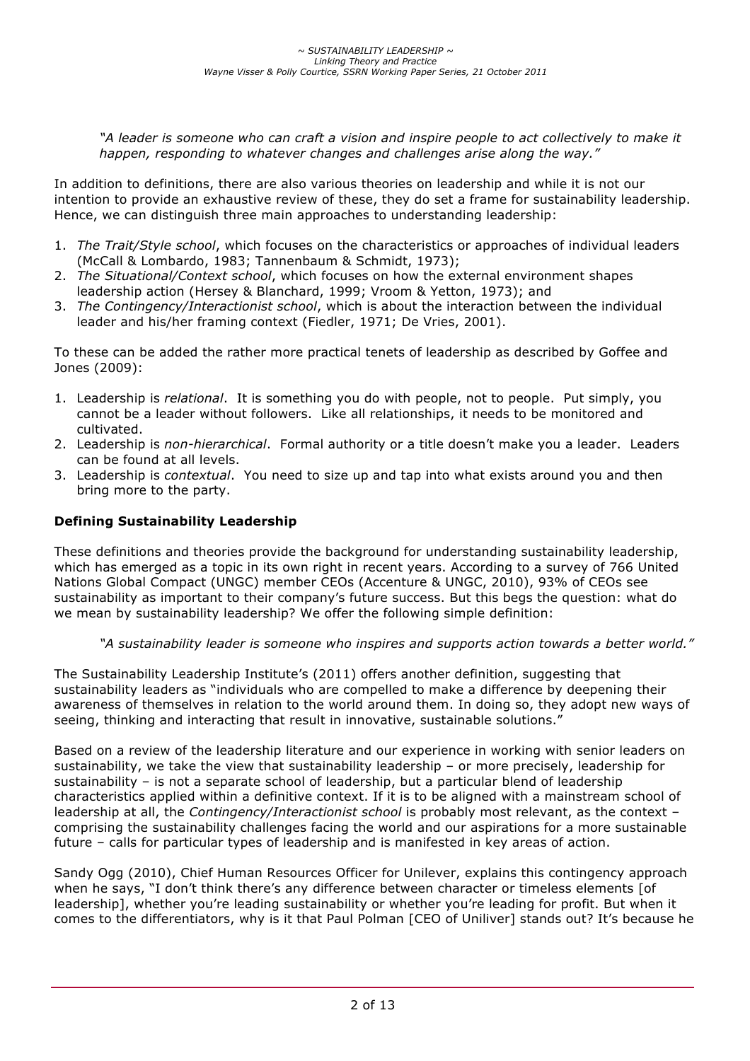*"A leader is someone who can craft a vision and inspire people to act collectively to make it happen, responding to whatever changes and challenges arise along the way."*

In addition to definitions, there are also various theories on leadership and while it is not our intention to provide an exhaustive review of these, they do set a frame for sustainability leadership. Hence, we can distinguish three main approaches to understanding leadership:

1. *The Trait/Style school*, which focuses on the characteristics or approaches of individual leaders (McCall & Lombardo, 1983; Tannenbaum & Schmidt, 1973);
2. *The Situational/Context school*, which focuses on how the external environment shapes leadership action (Hersey & Blanchard, 1999; Vroom & Yetton, 1973); and
3. *The Contingency/Interactionist school*, which is about the interaction between the individual leader and his/her framing context (Fiedler, 1971; De Vries, 2001).

To these can be added the rather more practical tenets of leadership as described by Goffee and Jones (2009):

1. Leadership is *relational*. It is something you do with people, not to people. Put simply, you cannot be a leader without followers. Like all relationships, it needs to be monitored and cultivated.
2. Leadership is *non-hierarchical*. Formal authority or a title doesn't make you a leader. Leaders can be found at all levels.
3. Leadership is *contextual*. You need to size up and tap into what exists around you and then bring more to the party.

**Defining Sustainability Leadership**

These definitions and theories provide the background for understanding sustainability leadership, which has emerged as a topic in its own right in recent years. According to a survey of 766 United Nations Global Compact (UNGC) member CEOs (Accenture & UNGC, 2010), 93% of CEOs see sustainability as important to their company's future success. But this begs the question: what do we mean by sustainability leadership? We offer the following simple definition:

*"A sustainability leader is someone who inspires and supports action towards a better world."*

The Sustainability Leadership Institute's (2011) offers another definition, suggesting that sustainability leaders as "individuals who are compelled to make a difference by deepening their awareness of themselves in relation to the world around them. In doing so, they adopt new ways of seeing, thinking and interacting that result in innovative, sustainable solutions."

Based on a review of the leadership literature and our experience in working with senior leaders on sustainability, we take the view that sustainability leadership – or more precisely, leadership for sustainability – is not a separate school of leadership, but a particular blend of leadership characteristics applied within a definitive context. If it is to be aligned with a mainstream school of leadership at all, the *Contingency/Interactionist school* is probably most relevant, as the context – comprising the sustainability challenges facing the world and our aspirations for a more sustainable future – calls for particular types of leadership and is manifested in key areas of action.

Sandy Ogg (2010), Chief Human Resources Officer for Unilever, explains this contingency approach when he says, "I don't think there's any difference between character or timeless elements [of leadership], whether you're leading sustainability or whether you're leading for profit. But when it comes to the differentiators, why is it that Paul Polman [CEO of Uniliver] stands out? It's because he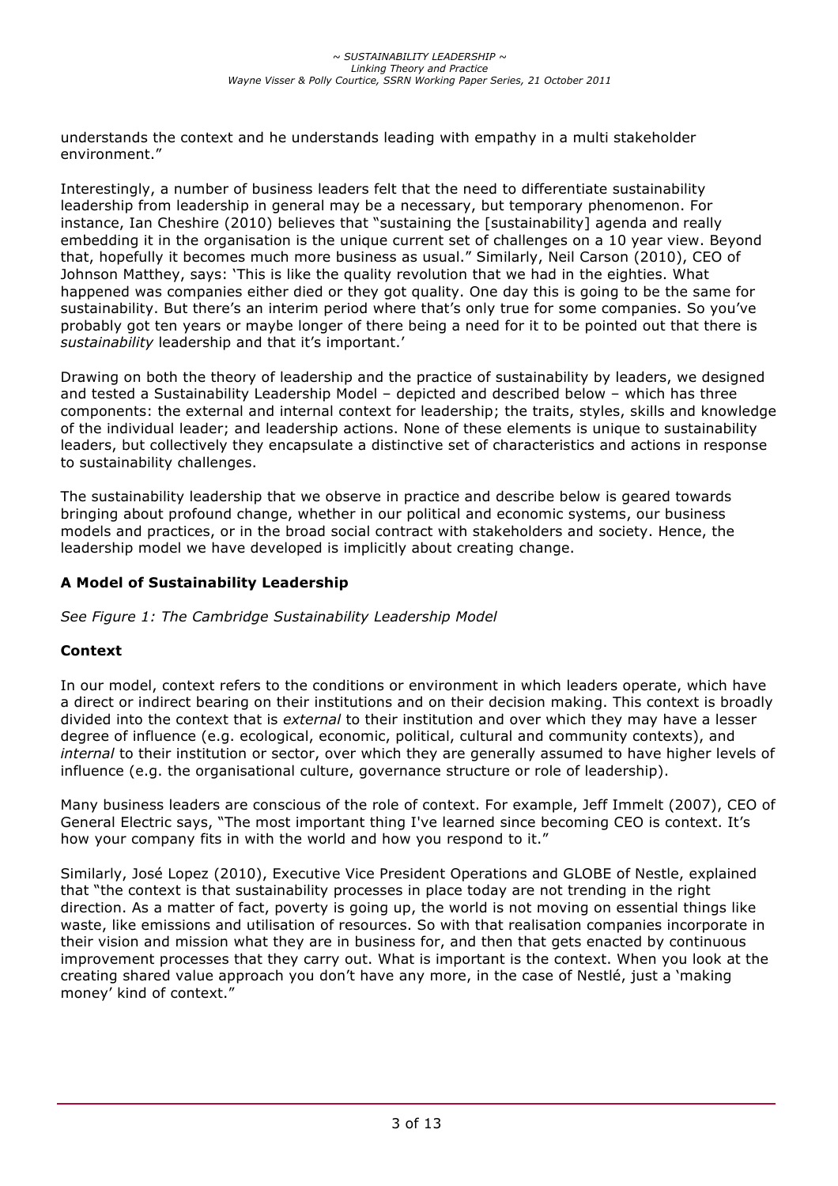understands the context and he understands leading with empathy in a multi stakeholder environment."

Interestingly, a number of business leaders felt that the need to differentiate sustainability leadership from leadership in general may be a necessary, but temporary phenomenon. For instance, Ian Cheshire (2010) believes that "sustaining the [sustainability] agenda and really embedding it in the organisation is the unique current set of challenges on a 10 year view. Beyond that, hopefully it becomes much more business as usual." Similarly, Neil Carson (2010), CEO of Johnson Matthey, says: 'This is like the quality revolution that we had in the eighties. What happened was companies either died or they got quality. One day this is going to be the same for sustainability. But there's an interim period where that's only true for some companies. So you've probably got ten years or maybe longer of there being a need for it to be pointed out that there is *sustainability* leadership and that it's important.'

Drawing on both the theory of leadership and the practice of sustainability by leaders, we designed and tested a Sustainability Leadership Model – depicted and described below – which has three components: the external and internal context for leadership; the traits, styles, skills and knowledge of the individual leader; and leadership actions. None of these elements is unique to sustainability leaders, but collectively they encapsulate a distinctive set of characteristics and actions in response to sustainability challenges.

The sustainability leadership that we observe in practice and describe below is geared towards bringing about profound change, whether in our political and economic systems, our business models and practices, or in the broad social contract with stakeholders and society. Hence, the leadership model we have developed is implicitly about creating change.

## A Model of Sustainability Leadership

*See Figure 1: The Cambridge Sustainability Leadership Model*

## Context

In our model, context refers to the conditions or environment in which leaders operate, which have a direct or indirect bearing on their institutions and on their decision making. This context is broadly divided into the context that is *external* to their institution and over which they may have a lesser degree of influence (e.g. ecological, economic, political, cultural and community contexts), and *internal* to their institution or sector, over which they are generally assumed to have higher levels of influence (e.g. the organisational culture, governance structure or role of leadership).

Many business leaders are conscious of the role of context. For example, Jeff Immelt (2007), CEO of General Electric says, "The most important thing I've learned since becoming CEO is context. It's how your company fits in with the world and how you respond to it."

Similarly, José Lopez (2010), Executive Vice President Operations and GLOBE of Nestle, explained that "the context is that sustainability processes in place today are not trending in the right direction. As a matter of fact, poverty is going up, the world is not moving on essential things like waste, like emissions and utilisation of resources. So with that realisation companies incorporate in their vision and mission what they are in business for, and then that gets enacted by continuous improvement processes that they carry out. What is important is the context. When you look at the creating shared value approach you don't have any more, in the case of Nestlé, just a 'making money' kind of context."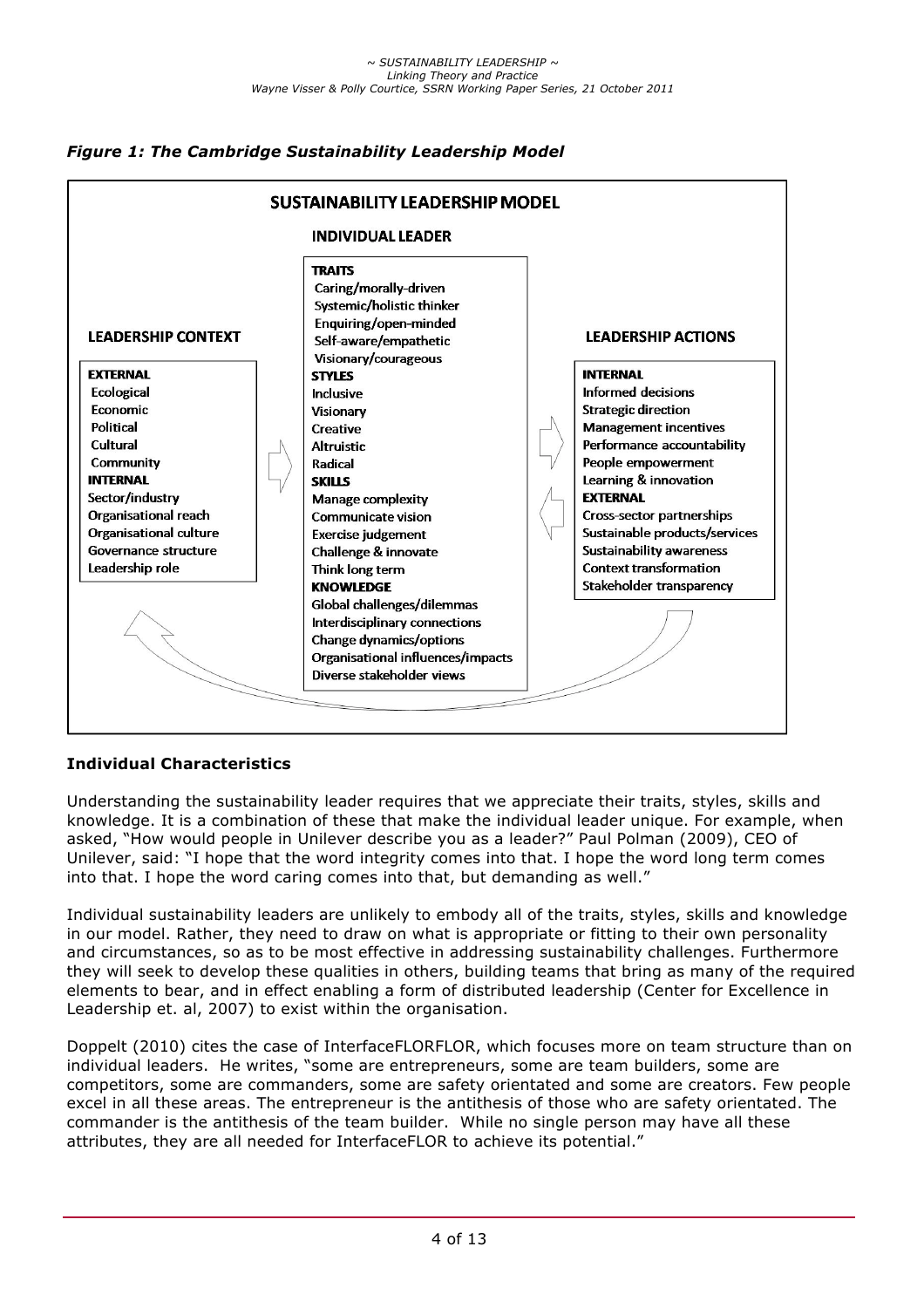*Figure 1: The Cambridge Sustainability Leadership Model*

**SUSTAINABILITY LEADERSHIP MODEL**

**INDIVIDUAL LEADER**

**TRAITS**
Caring/morally-driven
Systemic/holistic thinker
Enquiring/open-minded
Self-aware/empathetic
Visionary/courageous

**STYLES**
Inclusive
Visionary
Creative
Altruistic
Radical

**SKILLS**
Manage complexity
Communicate vision
Exercise judgement
Challenge & innovate
Think long term

**KNOWLEDGE**
Global challenges/dilemmas
Interdisciplinary connections
Change dynamics/options
Organisational influences/impacts
Diverse stakeholder views

**LEADERSHIP CONTEXT**

**EXTERNAL**
Ecological
Economic
Political
Cultural
Community

**INTERNAL**
Sector/industry
Organisational reach
Organisational culture
Governance structure
Leadership role

**LEADERSHIP ACTIONS**

**INTERNAL**
Informed decisions
Strategic direction
Management incentives
Performance accountability
People empowerment
Learning & innovation

**EXTERNAL**
Cross-sector partnerships
Sustainable products/services
Sustainability awareness
Context transformation
Stakeholder transparency

### Individual Characteristics

Understanding the sustainability leader requires that we appreciate their traits, styles, skills and knowledge. It is a combination of these that make the individual leader unique. For example, when asked, "How would people in Unilever describe you as a leader?" Paul Polman (2009), CEO of Unilever, said: "I hope that the word integrity comes into that. I hope the word long term comes into that. I hope the word caring comes into that, but demanding as well."

Individual sustainability leaders are unlikely to embody all of the traits, styles, skills and knowledge in our model. Rather, they need to draw on what is appropriate or fitting to their own personality and circumstances, so as to be most effective in addressing sustainability challenges. Furthermore they will seek to develop these qualities in others, building teams that bring as many of the required elements to bear, and in effect enabling a form of distributed leadership (Center for Excellence in Leadership et. al, 2007) to exist within the organisation.

Doppelt (2010) cites the case of InterfaceFLORFLOR, which focuses more on team structure than on individual leaders. He writes, "some are entrepreneurs, some are team builders, some are competitors, some are commanders, some are safety orientated and some are creators. Few people excel in all these areas. The entrepreneur is the antithesis of those who are safety orientated. The commander is the antithesis of the team builder. While no single person may have all these attributes, they are all needed for InterfaceFLOR to achieve its potential."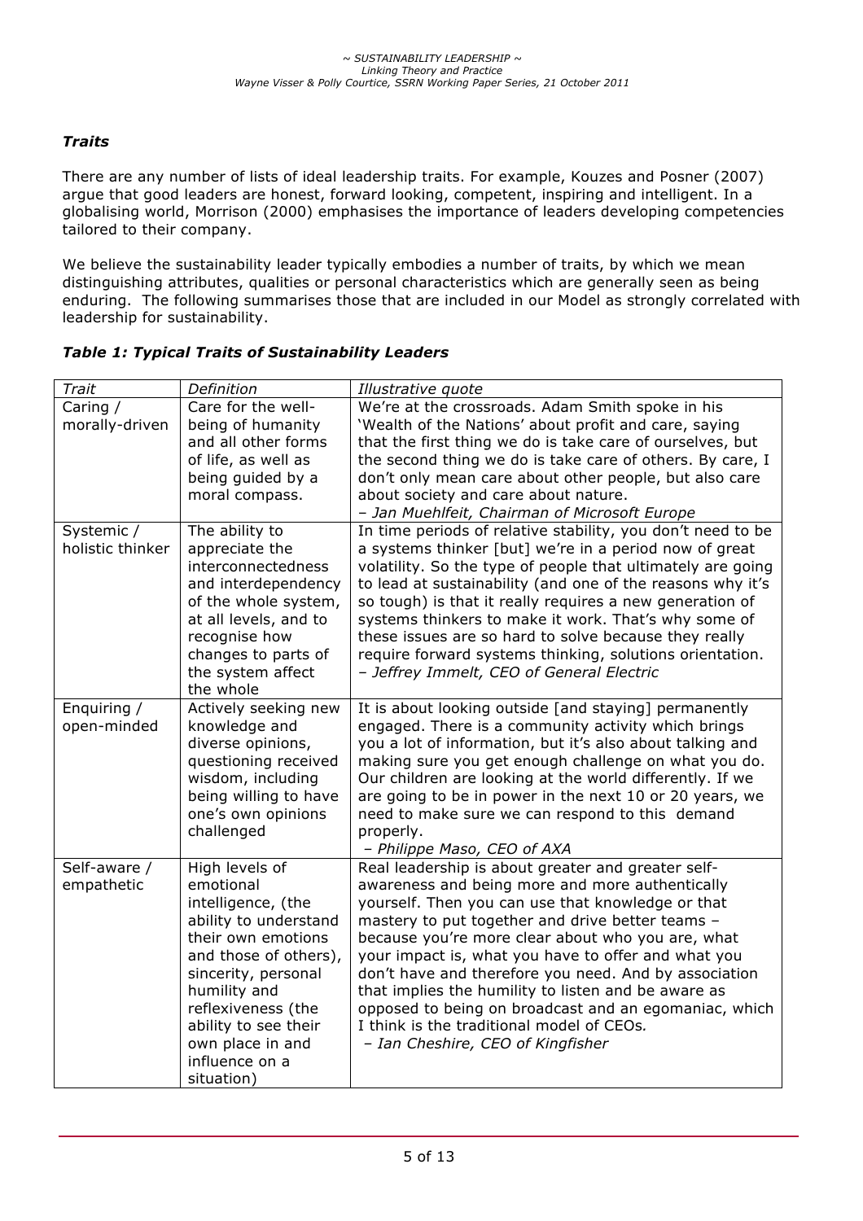### *Traits*

There are any number of lists of ideal leadership traits. For example, Kouzes and Posner (2007) argue that good leaders are honest, forward looking, competent, inspiring and intelligent. In a globalising world, Morrison (2000) emphasises the importance of leaders developing competencies tailored to their company.

We believe the sustainability leader typically embodies a number of traits, by which we mean distinguishing attributes, qualities or personal characteristics which are generally seen as being enduring. The following summarises those that are included in our Model as strongly correlated with leadership for sustainability.

***Table 1: Typical Traits of Sustainability Leaders***

| *Trait* | *Definition* | *Illustrative quote* |
|---|---|---|
| Caring / morally-driven | Care for the well-being of humanity and all other forms of life, as well as being guided by a moral compass. | We're at the crossroads. Adam Smith spoke in his 'Wealth of the Nations' about profit and care, saying that the first thing we do is take care of ourselves, but the second thing we do is take care of others. By care, I don't only mean care about other people, but also care about society and care about nature. – *Jan Muehlfeit, Chairman of Microsoft Europe* |
| Systemic / holistic thinker | The ability to appreciate the interconnectedness and interdependency of the whole system, at all levels, and to recognise how changes to parts of the system affect the whole | In time periods of relative stability, you don't need to be a systems thinker [but] we're in a period now of great volatility. So the type of people that ultimately are going to lead at sustainability (and one of the reasons why it's so tough) is that it really requires a new generation of systems thinkers to make it work. That's why some of these issues are so hard to solve because they really require forward systems thinking, solutions orientation. – *Jeffrey Immelt, CEO of General Electric* |
| Enquiring / open-minded | Actively seeking new knowledge and diverse opinions, questioning received wisdom, including being willing to have one's own opinions challenged | It is about looking outside [and staying] permanently engaged. There is a community activity which brings you a lot of information, but it's also about talking and making sure you get enough challenge on what you do. Our children are looking at the world differently. If we are going to be in power in the next 10 or 20 years, we need to make sure we can respond to this demand properly. – *Philippe Maso, CEO of AXA* |
| Self-aware / empathetic | High levels of emotional intelligence, (the ability to understand their own emotions and those of others), sincerity, personal humility and reflexiveness (the ability to see their own place in and influence on a situation) | Real leadership is about greater and greater self-awareness and being more and more authentically yourself. Then you can use that knowledge or that mastery to put together and drive better teams – because you're more clear about who you are, what your impact is, what you have to offer and what you don't have and therefore you need. And by association that implies the humility to listen and be aware as opposed to being on broadcast and an egomaniac, which I think is the traditional model of CEOs. – *Ian Cheshire, CEO of Kingfisher* |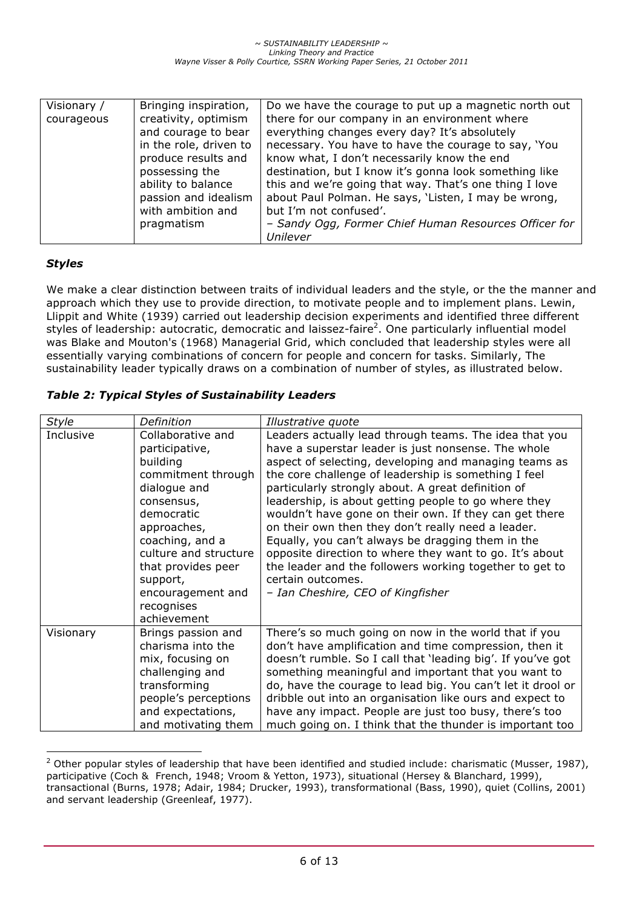| Visionary / courageous | Bringing inspiration, creativity, optimism and courage to bear in the role, driven to produce results and possessing the ability to balance passion and idealism with ambition and pragmatism | Do we have the courage to put up a magnetic north out there for our company in an environment where everything changes every day? It's absolutely necessary. You have to have the courage to say, 'You know what, I don't necessarily know the end destination, but I know it's gonna look something like this and we're going that way. That's one thing I love about Paul Polman. He says, 'Listen, I may be wrong, but I'm not confused'.<br>*– Sandy Ogg, Former Chief Human Resources Officer for Unilever* |
|---|---|---|

### *Styles*

We make a clear distinction between traits of individual leaders and the style, or the the manner and approach which they use to provide direction, to motivate people and to implement plans. Lewin, Llippit and White (1939) carried out leadership decision experiments and identified three different styles of leadership: autocratic, democratic and laissez-faire[2]. One particularly influential model was Blake and Mouton's (1968) Managerial Grid, which concluded that leadership styles were all essentially varying combinations of concern for people and concern for tasks. Similarly, The sustainability leader typically draws on a combination of number of styles, as illustrated below.

***Table 2: Typical Styles of Sustainability Leaders***

| *Style* | *Definition* | *Illustrative quote* |
|---|---|---|
| Inclusive | Collaborative and participative, building commitment through dialogue and consensus, democratic approaches, coaching, and a culture and structure that provides peer support, encouragement and recognises achievement | Leaders actually lead through teams. The idea that you have a superstar leader is just nonsense. The whole aspect of selecting, developing and managing teams as the core challenge of leadership is something I feel particularly strongly about. A great definition of leadership, is about getting people to go where they wouldn't have gone on their own. If they can get there on their own then they don't really need a leader. Equally, you can't always be dragging them in the opposite direction to where they want to go. It's about the leader and the followers working together to get to certain outcomes.<br>*– Ian Cheshire, CEO of Kingfisher* |
| Visionary | Brings passion and charisma into the mix, focusing on challenging and transforming people's perceptions and expectations, and motivating them | There's so much going on now in the world that if you don't have amplification and time compression, then it doesn't rumble. So I call that 'leading big'. If you've got something meaningful and important that you want to do, have the courage to lead big. You can't let it drool or dribble out into an organisation like ours and expect to have any impact. People are just too busy, there's too much going on. I think that the thunder is important too |

[2] Other popular styles of leadership that have been identified and studied include: charismatic (Musser, 1987), participative (Coch & French, 1948; Vroom & Yetton, 1973), situational (Hersey & Blanchard, 1999), transactional (Burns, 1978; Adair, 1984; Drucker, 1993), transformational (Bass, 1990), quiet (Collins, 2001) and servant leadership (Greenleaf, 1977).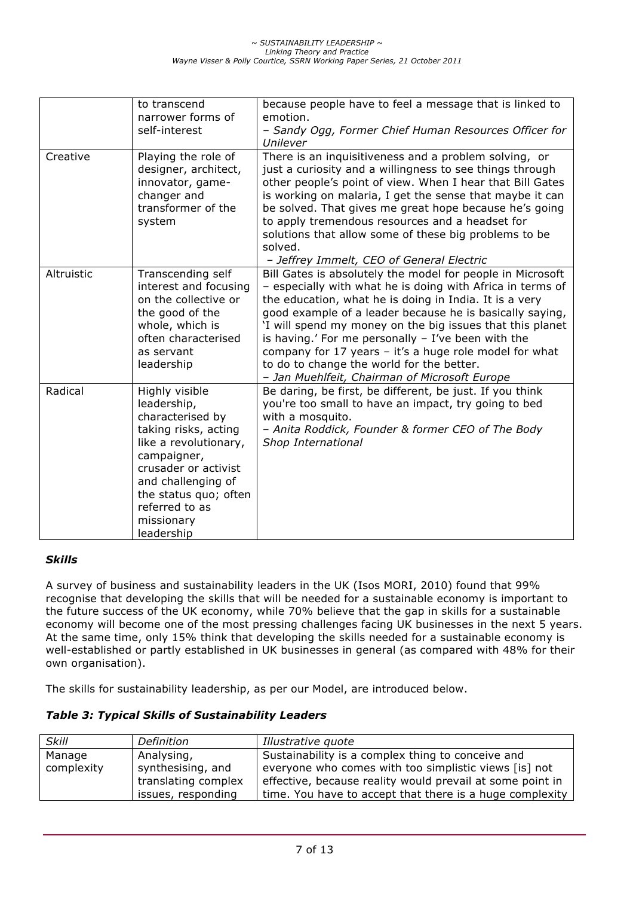| | | |
|---|---|---|
| | to transcend narrower forms of self-interest | because people have to feel a message that is linked to emotion.<br>*– Sandy Ogg, Former Chief Human Resources Officer for Unilever* |
| Creative | Playing the role of designer, architect, innovator, game-changer and transformer of the system | There is an inquisitiveness and a problem solving, or just a curiosity and a willingness to see things through other people's point of view. When I hear that Bill Gates is working on malaria, I get the sense that maybe it can be solved. That gives me great hope because he's going to apply tremendous resources and a headset for solutions that allow some of these big problems to be solved.<br>*– Jeffrey Immelt, CEO of General Electric* |
| Altruistic | Transcending self interest and focusing on the collective or the good of the whole, which is often characterised as servant leadership | Bill Gates is absolutely the model for people in Microsoft – especially with what he is doing with Africa in terms of the education, what he is doing in India. It is a very good example of a leader because he is basically saying, 'I will spend my money on the big issues that this planet is having.' For me personally – I've been with the company for 17 years – it's a huge role model for what to do to change the world for the better.<br>*– Jan Muehlfeit, Chairman of Microsoft Europe* |
| Radical | Highly visible leadership, characterised by taking risks, acting like a revolutionary, campaigner, crusader or activist and challenging of the status quo; often referred to as missionary leadership | Be daring, be first, be different, be just. If you think you're too small to have an impact, try going to bed with a mosquito.<br>*– Anita Roddick, Founder & former CEO of The Body Shop International* |

### *Skills*

A survey of business and sustainability leaders in the UK (Isos MORI, 2010) found that 99% recognise that developing the skills that will be needed for a sustainable economy is important to the future success of the UK economy, while 70% believe that the gap in skills for a sustainable economy will become one of the most pressing challenges facing UK businesses in the next 5 years. At the same time, only 15% think that developing the skills needed for a sustainable economy is well-established or partly established in UK businesses in general (as compared with 48% for their own organisation).

The skills for sustainability leadership, as per our Model, are introduced below.

***Table 3: Typical Skills of Sustainability Leaders***

| *Skill* | *Definition* | *Illustrative quote* |
|---|---|---|
| Manage complexity | Analysing, synthesising, and translating complex issues, responding | Sustainability is a complex thing to conceive and everyone who comes with too simplistic views [is] not effective, because reality would prevail at some point in time. You have to accept that there is a huge complexity |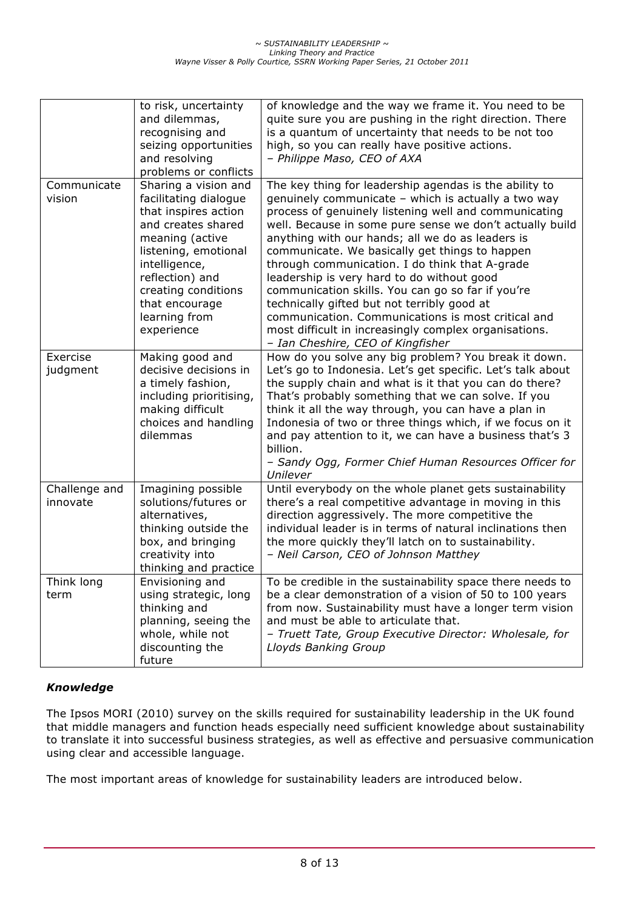|  |  |  |
|---|---|---|
|  | to risk, uncertainty and dilemmas, recognising and seizing opportunities and resolving problems or conflicts | of knowledge and the way we frame it. You need to be quite sure you are pushing in the right direction. There is a quantum of uncertainty that needs to be not too high, so you can really have positive actions. *– Philippe Maso, CEO of AXA* |
| Communicate vision | Sharing a vision and facilitating dialogue that inspires action and creates shared meaning (active listening, emotional intelligence, reflection) and creating conditions that encourage learning from experience | The key thing for leadership agendas is the ability to genuinely communicate – which is actually a two way process of genuinely listening well and communicating well. Because in some pure sense we don't actually build anything with our hands; all we do as leaders is communicate. We basically get things to happen through communication. I do think that A-grade leadership is very hard to do without good communication skills. You can go so far if you're technically gifted but not terribly good at communication. Communications is most critical and most difficult in increasingly complex organisations. *– Ian Cheshire, CEO of Kingfisher* |
| Exercise judgment | Making good and decisive decisions in a timely fashion, including prioritising, making difficult choices and handling dilemmas | How do you solve any big problem? You break it down. Let's go to Indonesia. Let's get specific. Let's talk about the supply chain and what is it that you can do there? That's probably something that we can solve. If you think it all the way through, you can have a plan in Indonesia of two or three things which, if we focus on it and pay attention to it, we can have a business that's 3 billion. *– Sandy Ogg, Former Chief Human Resources Officer for Unilever* |
| Challenge and innovate | Imagining possible solutions/futures or alternatives, thinking outside the box, and bringing creativity into thinking and practice | Until everybody on the whole planet gets sustainability there's a real competitive advantage in moving in this direction aggressively. The more competitive the individual leader is in terms of natural inclinations then the more quickly they'll latch on to sustainability. *– Neil Carson, CEO of Johnson Matthey* |
| Think long term | Envisioning and using strategic, long thinking and planning, seeing the whole, while not discounting the future | To be credible in the sustainability space there needs to be a clear demonstration of a vision of 50 to 100 years from now. Sustainability must have a longer term vision and must be able to articulate that. *– Truett Tate, Group Executive Director: Wholesale, for Lloyds Banking Group* |

### *Knowledge*

The Ipsos MORI (2010) survey on the skills required for sustainability leadership in the UK found that middle managers and function heads especially need sufficient knowledge about sustainability to translate it into successful business strategies, as well as effective and persuasive communication using clear and accessible language.

The most important areas of knowledge for sustainability leaders are introduced below.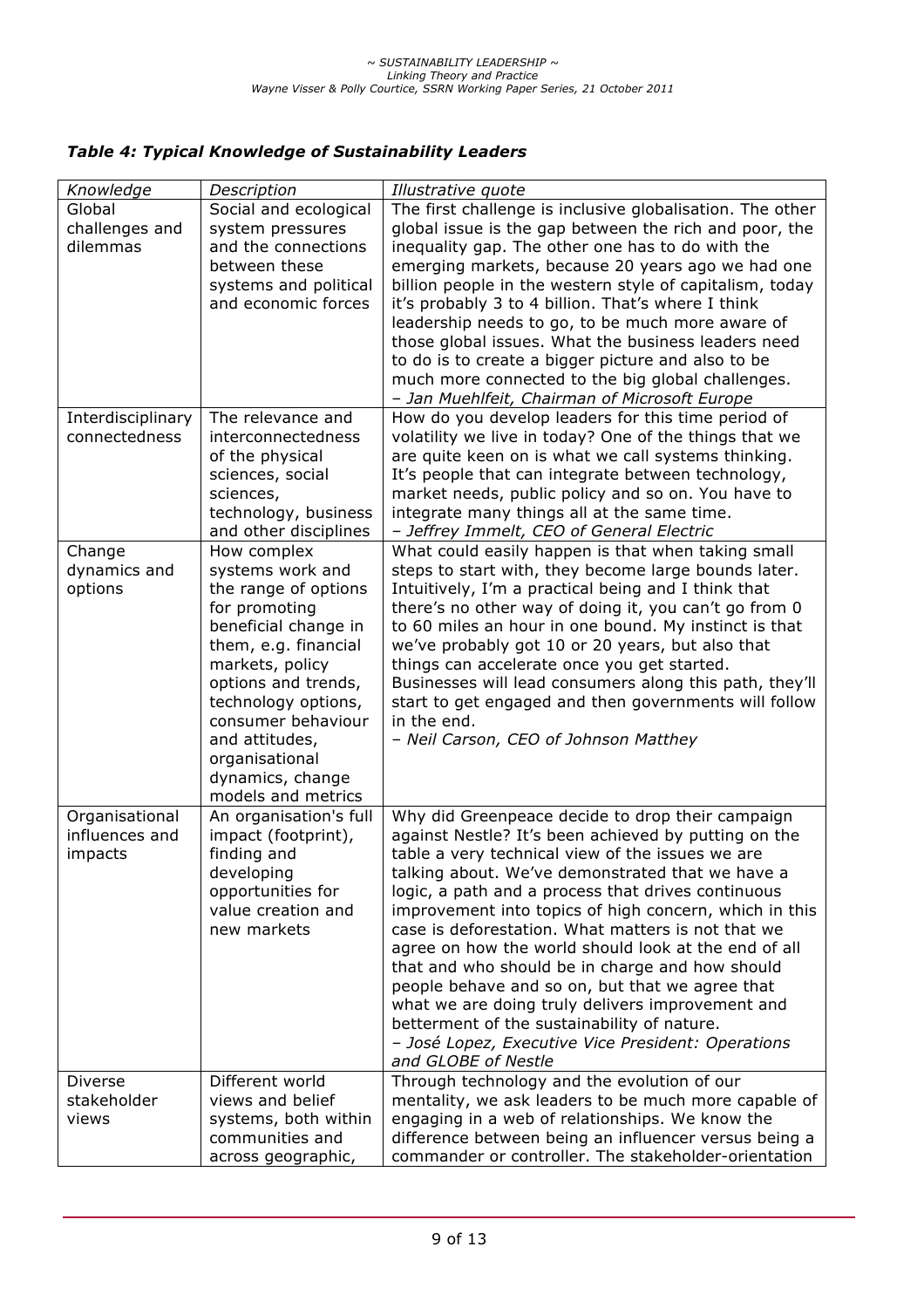### *Table 4: Typical Knowledge of Sustainability Leaders*

| *Knowledge* | *Description* | *Illustrative quote* |
|---|---|---|
| Global challenges and dilemmas | Social and ecological system pressures and the connections between these systems and political and economic forces | The first challenge is inclusive globalisation. The other global issue is the gap between the rich and poor, the inequality gap. The other one has to do with the emerging markets, because 20 years ago we had one billion people in the western style of capitalism, today it's probably 3 to 4 billion. That's where I think leadership needs to go, to be much more aware of those global issues. What the business leaders need to do is to create a bigger picture and also to be much more connected to the big global challenges. *– Jan Muehlfeit, Chairman of Microsoft Europe* |
| Interdisciplinary connectedness | The relevance and interconnectedness of the physical sciences, social sciences, technology, business and other disciplines | How do you develop leaders for this time period of volatility we live in today? One of the things that we are quite keen on is what we call systems thinking. It's people that can integrate between technology, market needs, public policy and so on. You have to integrate many things all at the same time. *– Jeffrey Immelt, CEO of General Electric* |
| Change dynamics and options | How complex systems work and the range of options for promoting beneficial change in them, e.g. financial markets, policy options and trends, technology options, consumer behaviour and attitudes, organisational dynamics, change models and metrics | What could easily happen is that when taking small steps to start with, they become large bounds later. Intuitively, I'm a practical being and I think that there's no other way of doing it, you can't go from 0 to 60 miles an hour in one bound. My instinct is that we've probably got 10 or 20 years, but also that things can accelerate once you get started. Businesses will lead consumers along this path, they'll start to get engaged and then governments will follow in the end. *– Neil Carson, CEO of Johnson Matthey* |
| Organisational influences and impacts | An organisation's full impact (footprint), finding and developing opportunities for value creation and new markets | Why did Greenpeace decide to drop their campaign against Nestle? It's been achieved by putting on the table a very technical view of the issues we are talking about. We've demonstrated that we have a logic, a path and a process that drives continuous improvement into topics of high concern, which in this case is deforestation. What matters is not that we agree on how the world should look at the end of all that and who should be in charge and how should people behave and so on, but that we agree that what we are doing truly delivers improvement and betterment of the sustainability of nature. *– José Lopez, Executive Vice President: Operations and GLOBE of Nestle* |
| Diverse stakeholder views | Different world views and belief systems, both within communities and across geographic, | Through technology and the evolution of our mentality, we ask leaders to be much more capable of engaging in a web of relationships. We know the difference between being an influencer versus being a commander or controller. The stakeholder-orientation |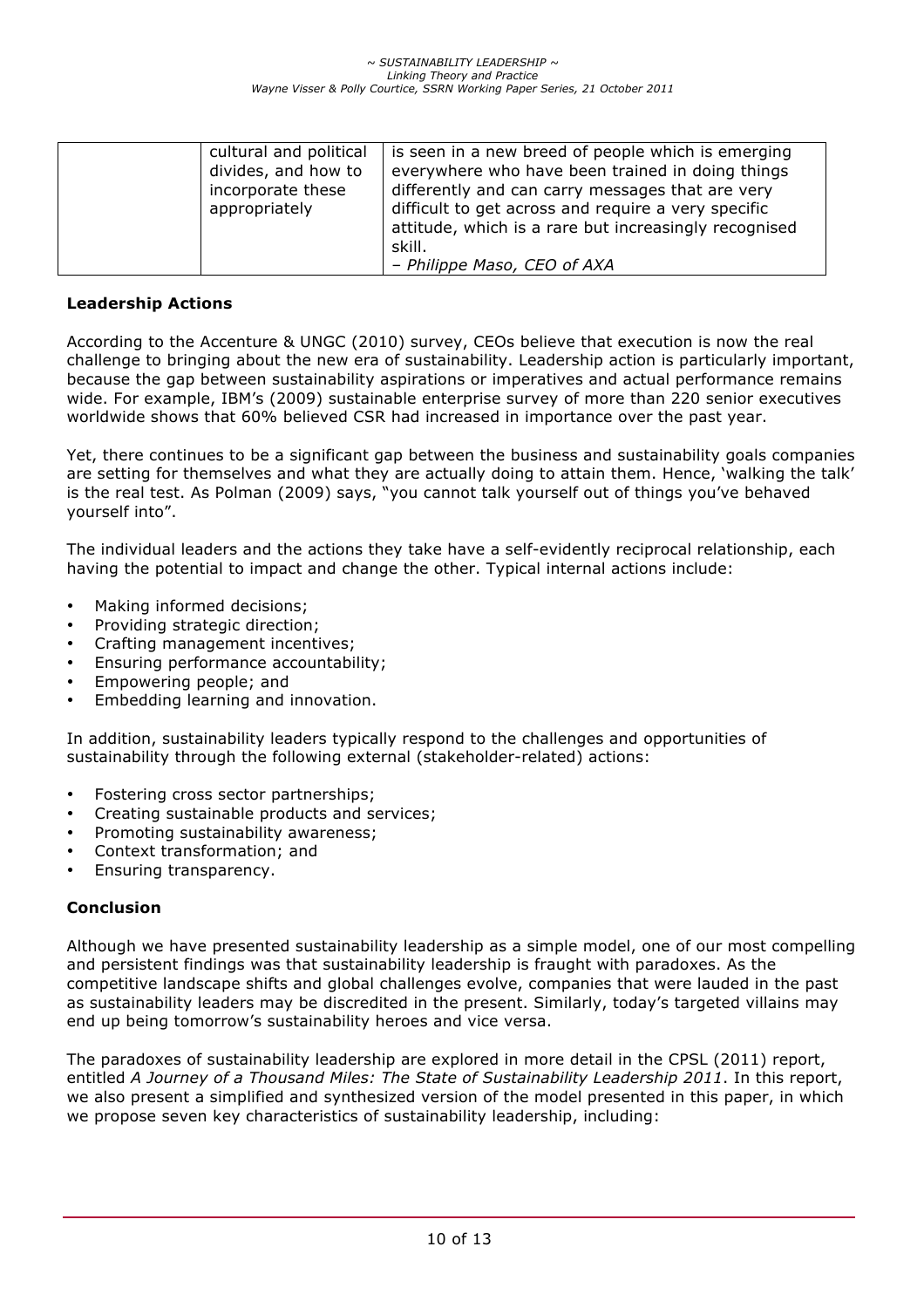| | | |
|---|---|---|
| | cultural and political divides, and how to incorporate these appropriately | is seen in a new breed of people which is emerging everywhere who have been trained in doing things differently and can carry messages that are very difficult to get across and require a very specific attitude, which is a rare but increasingly recognised skill. – *Philippe Maso, CEO of AXA* |

**Leadership Actions**

According to the Accenture & UNGC (2010) survey, CEOs believe that execution is now the real challenge to bringing about the new era of sustainability. Leadership action is particularly important, because the gap between sustainability aspirations or imperatives and actual performance remains wide. For example, IBM's (2009) sustainable enterprise survey of more than 220 senior executives worldwide shows that 60% believed CSR had increased in importance over the past year.

Yet, there continues to be a significant gap between the business and sustainability goals companies are setting for themselves and what they are actually doing to attain them. Hence, 'walking the talk' is the real test. As Polman (2009) says, "you cannot talk yourself out of things you've behaved yourself into".

The individual leaders and the actions they take have a self-evidently reciprocal relationship, each having the potential to impact and change the other. Typical internal actions include:

- Making informed decisions;
- Providing strategic direction;
- Crafting management incentives;
- Ensuring performance accountability;
- Empowering people; and
- Embedding learning and innovation.

In addition, sustainability leaders typically respond to the challenges and opportunities of sustainability through the following external (stakeholder-related) actions:

- Fostering cross sector partnerships;
- Creating sustainable products and services;
- Promoting sustainability awareness;
- Context transformation; and
- Ensuring transparency.

**Conclusion**

Although we have presented sustainability leadership as a simple model, one of our most compelling and persistent findings was that sustainability leadership is fraught with paradoxes. As the competitive landscape shifts and global challenges evolve, companies that were lauded in the past as sustainability leaders may be discredited in the present. Similarly, today's targeted villains may end up being tomorrow's sustainability heroes and vice versa.

The paradoxes of sustainability leadership are explored in more detail in the CPSL (2011) report, entitled *A Journey of a Thousand Miles: The State of Sustainability Leadership 2011*. In this report, we also present a simplified and synthesized version of the model presented in this paper, in which we propose seven key characteristics of sustainability leadership, including: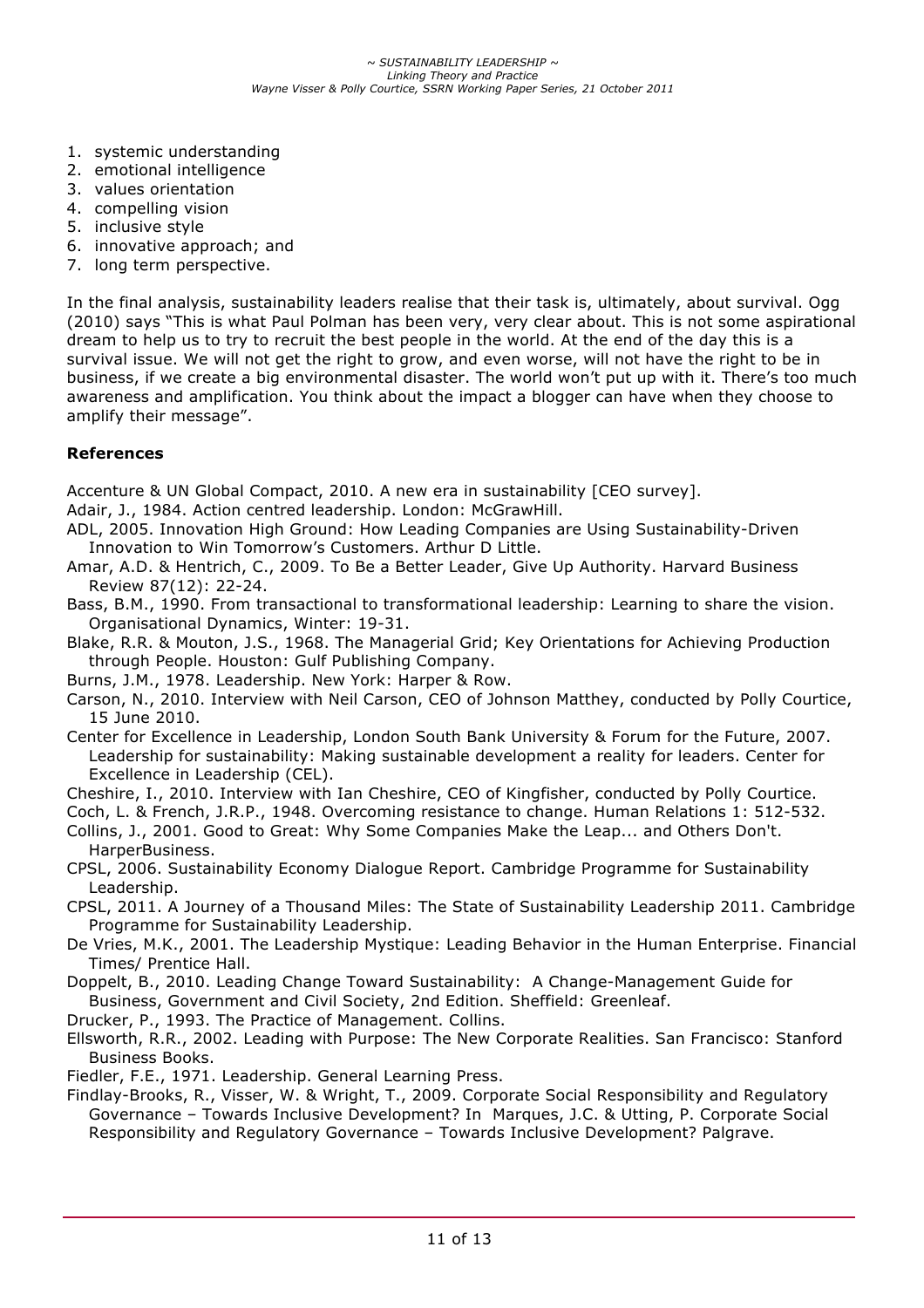1. systemic understanding
2. emotional intelligence
3. values orientation
4. compelling vision
5. inclusive style
6. innovative approach; and
7. long term perspective.

In the final analysis, sustainability leaders realise that their task is, ultimately, about survival. Ogg (2010) says "This is what Paul Polman has been very, very clear about. This is not some aspirational dream to help us to try to recruit the best people in the world. At the end of the day this is a survival issue. We will not get the right to grow, and even worse, will not have the right to be in business, if we create a big environmental disaster. The world won't put up with it. There's too much awareness and amplification. You think about the impact a blogger can have when they choose to amplify their message".

**References**

Accenture & UN Global Compact, 2010. A new era in sustainability [CEO survey].

Adair, J., 1984. Action centred leadership. London: McGrawHill.

ADL, 2005. Innovation High Ground: How Leading Companies are Using Sustainability-Driven Innovation to Win Tomorrow's Customers. Arthur D Little.

Amar, A.D. & Hentrich, C., 2009. To Be a Better Leader, Give Up Authority. Harvard Business Review 87(12): 22-24.

Bass, B.M., 1990. From transactional to transformational leadership: Learning to share the vision. Organisational Dynamics, Winter: 19-31.

Blake, R.R. & Mouton, J.S., 1968. The Managerial Grid; Key Orientations for Achieving Production through People. Houston: Gulf Publishing Company.

Burns, J.M., 1978. Leadership. New York: Harper & Row.

Carson, N., 2010. Interview with Neil Carson, CEO of Johnson Matthey, conducted by Polly Courtice, 15 June 2010.

Center for Excellence in Leadership, London South Bank University & Forum for the Future, 2007. Leadership for sustainability: Making sustainable development a reality for leaders. Center for Excellence in Leadership (CEL).

Cheshire, I., 2010. Interview with Ian Cheshire, CEO of Kingfisher, conducted by Polly Courtice.

Coch, L. & French, J.R.P., 1948. Overcoming resistance to change. Human Relations 1: 512-532.

Collins, J., 2001. Good to Great: Why Some Companies Make the Leap... and Others Don't. HarperBusiness.

CPSL, 2006. Sustainability Economy Dialogue Report. Cambridge Programme for Sustainability Leadership.

CPSL, 2011. A Journey of a Thousand Miles: The State of Sustainability Leadership 2011. Cambridge Programme for Sustainability Leadership.

De Vries, M.K., 2001. The Leadership Mystique: Leading Behavior in the Human Enterprise. Financial Times/ Prentice Hall.

Doppelt, B., 2010. Leading Change Toward Sustainability: A Change-Management Guide for Business, Government and Civil Society, 2nd Edition. Sheffield: Greenleaf.

Drucker, P., 1993. The Practice of Management. Collins.

Ellsworth, R.R., 2002. Leading with Purpose: The New Corporate Realities. San Francisco: Stanford Business Books.

Fiedler, F.E., 1971. Leadership. General Learning Press.

Findlay-Brooks, R., Visser, W. & Wright, T., 2009. Corporate Social Responsibility and Regulatory Governance – Towards Inclusive Development? In Marques, J.C. & Utting, P. Corporate Social Responsibility and Regulatory Governance – Towards Inclusive Development? Palgrave.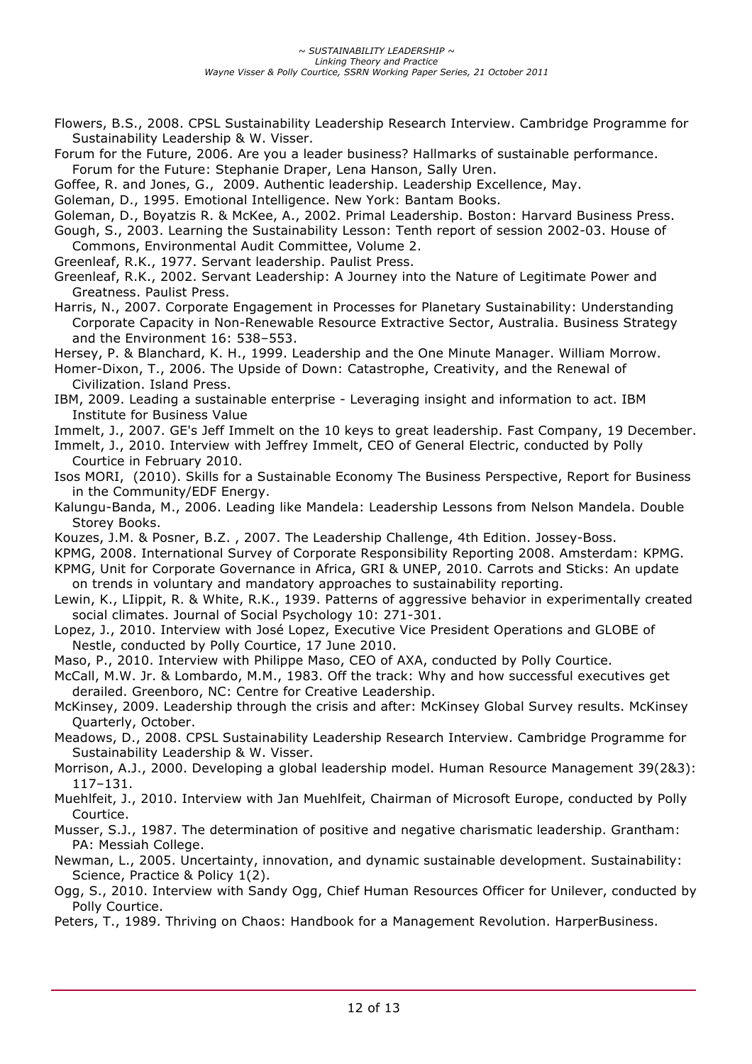Flowers, B.S., 2008. CPSL Sustainability Leadership Research Interview. Cambridge Programme for Sustainability Leadership & W. Visser.

Forum for the Future, 2006. Are you a leader business? Hallmarks of sustainable performance. Forum for the Future: Stephanie Draper, Lena Hanson, Sally Uren.

Goffee, R. and Jones, G., 2009. Authentic leadership. Leadership Excellence, May.

Goleman, D., 1995. Emotional Intelligence. New York: Bantam Books.

Goleman, D., Boyatzis R. & McKee, A., 2002. Primal Leadership. Boston: Harvard Business Press.

Gough, S., 2003. Learning the Sustainability Lesson: Tenth report of session 2002-03. House of Commons, Environmental Audit Committee, Volume 2.

Greenleaf, R.K., 1977. Servant leadership. Paulist Press.

Greenleaf, R.K., 2002. Servant Leadership: A Journey into the Nature of Legitimate Power and Greatness. Paulist Press.

Harris, N., 2007. Corporate Engagement in Processes for Planetary Sustainability: Understanding Corporate Capacity in Non-Renewable Resource Extractive Sector, Australia. Business Strategy and the Environment 16: 538–553.

Hersey, P. & Blanchard, K. H., 1999. Leadership and the One Minute Manager. William Morrow.

Homer-Dixon, T., 2006. The Upside of Down: Catastrophe, Creativity, and the Renewal of Civilization. Island Press.

IBM, 2009. Leading a sustainable enterprise - Leveraging insight and information to act. IBM Institute for Business Value

Immelt, J., 2007. GE's Jeff Immelt on the 10 keys to great leadership. Fast Company, 19 December.

Immelt, J., 2010. Interview with Jeffrey Immelt, CEO of General Electric, conducted by Polly Courtice in February 2010.

Isos MORI, (2010). Skills for a Sustainable Economy The Business Perspective, Report for Business in the Community/EDF Energy.

Kalungu-Banda, M., 2006. Leading like Mandela: Leadership Lessons from Nelson Mandela. Double Storey Books.

Kouzes, J.M. & Posner, B.Z. , 2007. The Leadership Challenge, 4th Edition. Jossey-Boss.

KPMG, 2008. International Survey of Corporate Responsibility Reporting 2008. Amsterdam: KPMG.

KPMG, Unit for Corporate Governance in Africa, GRI & UNEP, 2010. Carrots and Sticks: An update on trends in voluntary and mandatory approaches to sustainability reporting.

Lewin, K., LIippit, R. & White, R.K., 1939. Patterns of aggressive behavior in experimentally created social climates. Journal of Social Psychology 10: 271-301.

Lopez, J., 2010. Interview with José Lopez, Executive Vice President Operations and GLOBE of Nestle, conducted by Polly Courtice, 17 June 2010.

Maso, P., 2010. Interview with Philippe Maso, CEO of AXA, conducted by Polly Courtice.

McCall, M.W. Jr. & Lombardo, M.M., 1983. Off the track: Why and how successful executives get derailed. Greenboro, NC: Centre for Creative Leadership.

McKinsey, 2009. Leadership through the crisis and after: McKinsey Global Survey results. McKinsey Quarterly, October.

Meadows, D., 2008. CPSL Sustainability Leadership Research Interview. Cambridge Programme for Sustainability Leadership & W. Visser.

Morrison, A.J., 2000. Developing a global leadership model. Human Resource Management 39(2&3): 117–131.

Muehlfeit, J., 2010. Interview with Jan Muehlfeit, Chairman of Microsoft Europe, conducted by Polly Courtice.

Musser, S.J., 1987. The determination of positive and negative charismatic leadership. Grantham: PA: Messiah College.

Newman, L., 2005. Uncertainty, innovation, and dynamic sustainable development. Sustainability: Science, Practice & Policy 1(2).

Ogg, S., 2010. Interview with Sandy Ogg, Chief Human Resources Officer for Unilever, conducted by Polly Courtice.

Peters, T., 1989. Thriving on Chaos: Handbook for a Management Revolution. HarperBusiness.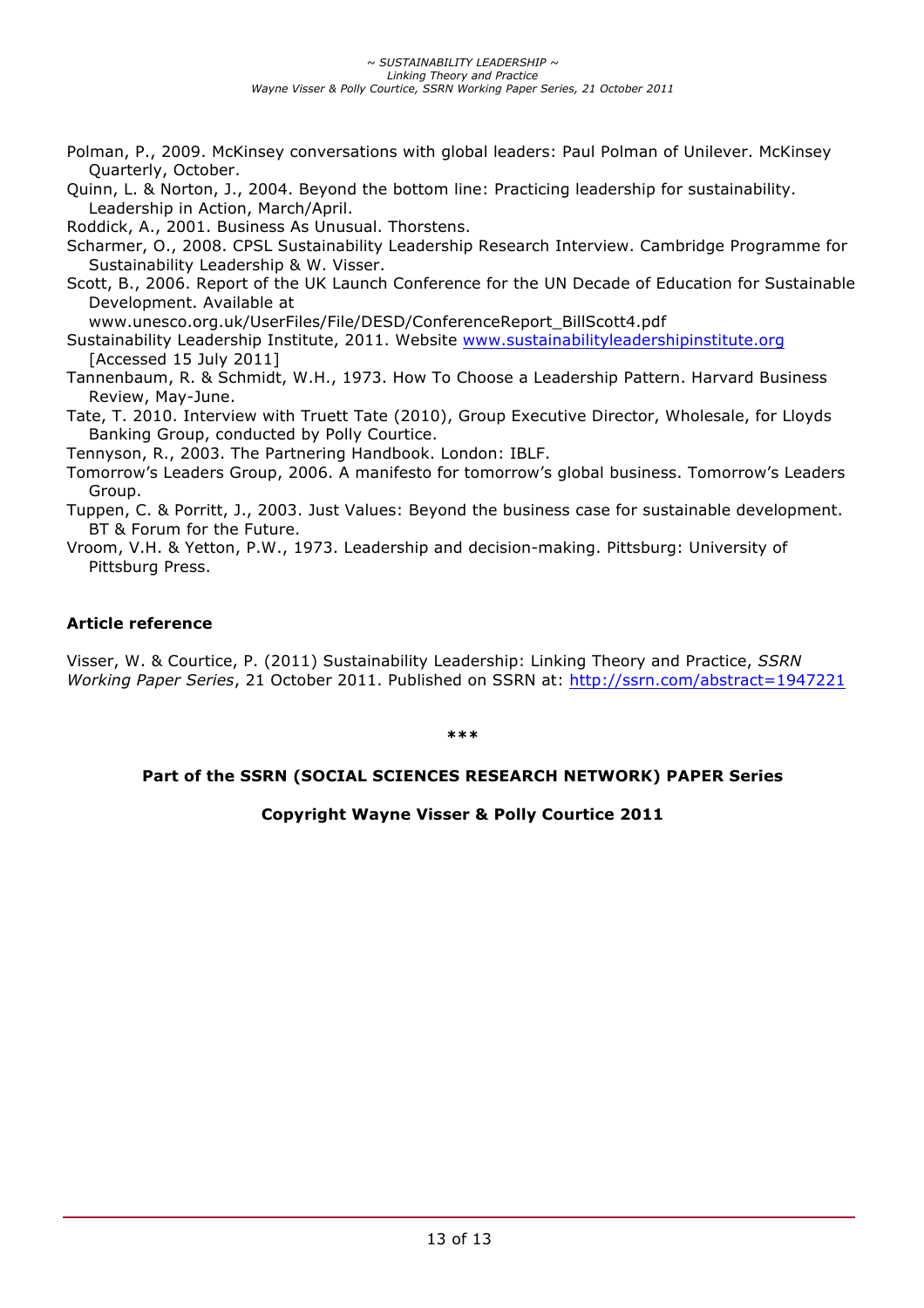Polman, P., 2009. McKinsey conversations with global leaders: Paul Polman of Unilever. McKinsey Quarterly, October.

Quinn, L. & Norton, J., 2004. Beyond the bottom line: Practicing leadership for sustainability. Leadership in Action, March/April.

Roddick, A., 2001. Business As Unusual. Thorstens.

Scharmer, O., 2008. CPSL Sustainability Leadership Research Interview. Cambridge Programme for Sustainability Leadership & W. Visser.

Scott, B., 2006. Report of the UK Launch Conference for the UN Decade of Education for Sustainable Development. Available at www.unesco.org.uk/UserFiles/File/DESD/ConferenceReport_BillScott4.pdf

Sustainability Leadership Institute, 2011. Website [www.sustainabilityleadershipinstitute.org](http://www.sustainabilityleadershipinstitute.org) [Accessed 15 July 2011]

Tannenbaum, R. & Schmidt, W.H., 1973. How To Choose a Leadership Pattern. Harvard Business Review, May-June.

Tate, T. 2010. Interview with Truett Tate (2010), Group Executive Director, Wholesale, for Lloyds Banking Group, conducted by Polly Courtice.

Tennyson, R., 2003. The Partnering Handbook. London: IBLF.

Tomorrow's Leaders Group, 2006. A manifesto for tomorrow's global business. Tomorrow's Leaders Group.

Tuppen, C. & Porritt, J., 2003. Just Values: Beyond the business case for sustainable development. BT & Forum for the Future.

Vroom, V.H. & Yetton, P.W., 1973. Leadership and decision-making. Pittsburg: University of Pittsburg Press.

**Article reference**

Visser, W. & Courtice, P. (2011) Sustainability Leadership: Linking Theory and Practice, *SSRN Working Paper Series*, 21 October 2011. Published on SSRN at: [http://ssrn.com/abstract=1947221](http://ssrn.com/abstract=1947221)

***

**Part of the SSRN (SOCIAL SCIENCES RESEARCH NETWORK) PAPER Series**

**Copyright Wayne Visser & Polly Courtice 2011**